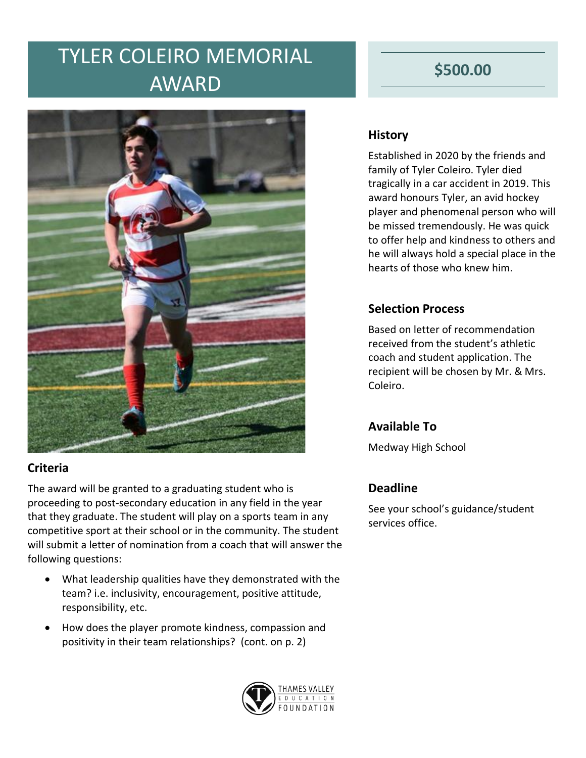# TYLER COLEIRO MEMORIAL AWARD

## $500.00

### History

Established in 2020 by the friends and family of Tyler Coleiro. Tyler died tragically in a car accident in 2019. This award honours Tyler, an avid hockey player and phenomenal person who will be missed tremendously. He was quick to offer help and kindness to others and he will always hold a special place in the hearts of those who knew him.

### Selection Process

Based on letter of recommendation received from the student's athletic coach and student application. The recipient will be chosen by Mr. & Mrs. Coleiro.

### Available To

Medway High School

### Deadline

See your school's guidance/student services office.

### Criteria

The award will be granted to a graduating student who is proceeding to post-secondary education in any field in the year that they graduate. The student will play on a sports team in any competitive sport at their school or in the community. The student will submit a letter of nomination from a coach that will answer the following questions:

- What leadership qualities have they demonstrated with the team? i.e. inclusivity, encouragement, positive attitude, responsibility, etc.
- How does the player promote kindness, compassion and positivity in their team relationships? (cont. on p. 2)

THAMES VALLEY EDUCATION FOUNDATION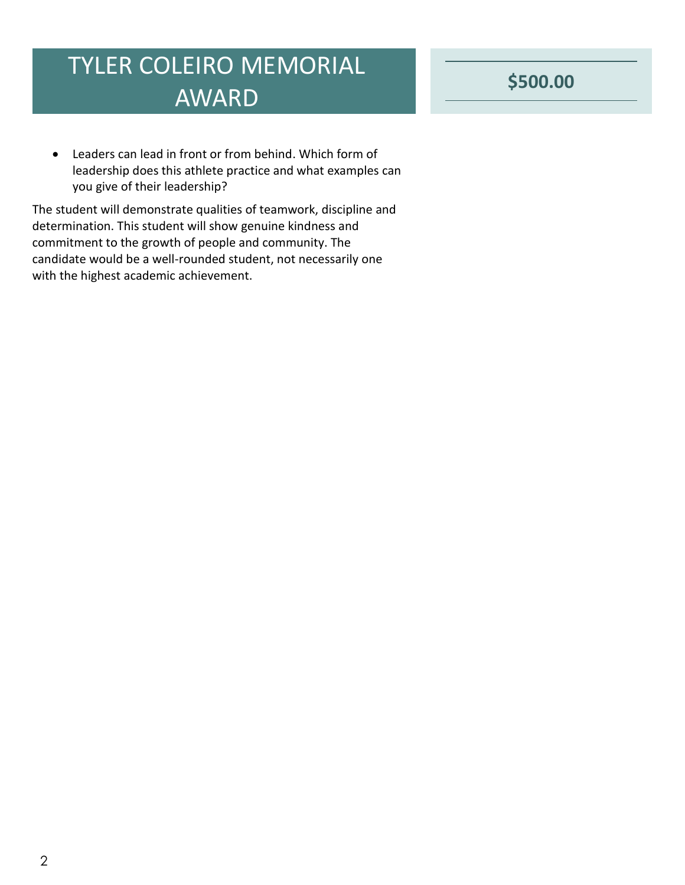# TYLER COLEIRO MEMORIAL AWARD

**$500.00**

- Leaders can lead in front or from behind. Which form of leadership does this athlete practice and what examples can you give of their leadership?

The student will demonstrate qualities of teamwork, discipline and determination. This student will show genuine kindness and commitment to the growth of people and community. The candidate would be a well-rounded student, not necessarily one with the highest academic achievement.